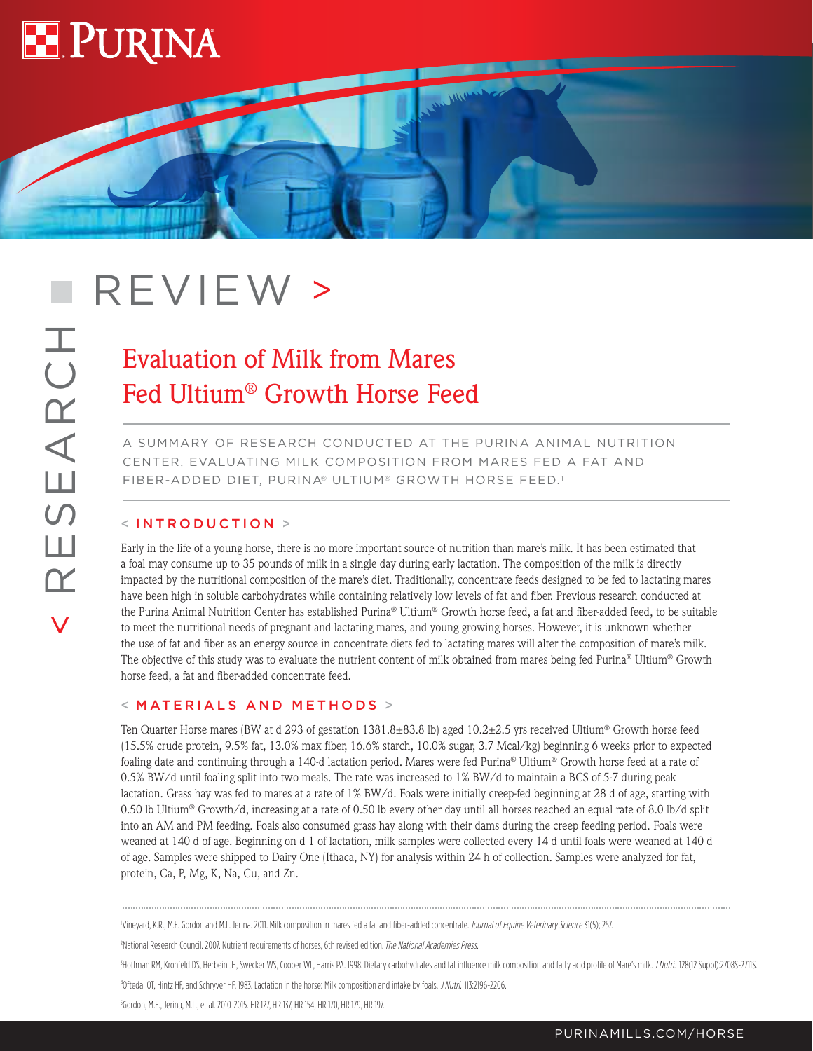# REVIEW >

## Evaluation of Milk from Mares Fed Ultium® Growth Horse Feed

A SUMMARY OF RESEARCH CONDUCTED AT THE PURINA ANIMAL NUTRITION CENTER, EVALUATING MILK COMPOSITION FROM MARES FED A FAT AND FIBER-ADDED DIET, PURINA® ULTIUM® GROWTH HORSE FEED.[1]

### < INTRODUCTION >

Early in the life of a young horse, there is no more important source of nutrition than mare's milk. It has been estimated that a foal may consume up to 35 pounds of milk in a single day during early lactation. The composition of the milk is directly impacted by the nutritional composition of the mare's diet. Traditionally, concentrate feeds designed to be fed to lactating mares have been high in soluble carbohydrates while containing relatively low levels of fat and fiber. Previous research conducted at the Purina Animal Nutrition Center has established Purina® Ultium® Growth horse feed, a fat and fiber-added feed, to be suitable to meet the nutritional needs of pregnant and lactating mares, and young growing horses. However, it is unknown whether the use of fat and fiber as an energy source in concentrate diets fed to lactating mares will alter the composition of mare's milk. The objective of this study was to evaluate the nutrient content of milk obtained from mares being fed Purina® Ultium® Growth horse feed, a fat and fiber-added concentrate feed.

### < MATERIALS AND METHODS >

Ten Quarter Horse mares (BW at d 293 of gestation 1381.8±83.8 lb) aged 10.2±2.5 yrs received Ultium® Growth horse feed (15.5% crude protein, 9.5% fat, 13.0% max fiber, 16.6% starch, 10.0% sugar, 3.7 Mcal/kg) beginning 6 weeks prior to expected foaling date and continuing through a 140-d lactation period. Mares were fed Purina® Ultium® Growth horse feed at a rate of 0.5% BW/d until foaling split into two meals. The rate was increased to 1% BW/d to maintain a BCS of 5-7 during peak lactation. Grass hay was fed to mares at a rate of 1% BW/d. Foals were initially creep-fed beginning at 28 d of age, starting with 0.50 lb Ultium® Growth/d, increasing at a rate of 0.50 lb every other day until all horses reached an equal rate of 8.0 lb/d split into an AM and PM feeding. Foals also consumed grass hay along with their dams during the creep feeding period. Foals were weaned at 140 d of age. Beginning on d 1 of lactation, milk samples were collected every 14 d until foals were weaned at 140 d of age. Samples were shipped to Dairy One (Ithaca, NY) for analysis within 24 h of collection. Samples were analyzed for fat, protein, Ca, P, Mg, K, Na, Cu, and Zn.

---

[1] Vineyard, K.R., M.E. Gordon and M.L. Jerina. 2011. Milk composition in mares fed a fat and fiber-added concentrate. *Journal of Equine Veterinary Science* 31(5); 257.

[2] National Research Council. 2007. Nutrient requirements of horses, 6th revised edition. *The National Academies Press.*

[3] Hoffman RM, Kronfeld DS, Herbein JH, Swecker WS, Cooper WL, Harris PA. 1998. Dietary carbohydrates and fat influence milk composition and fatty acid profile of Mare's milk. *J Nutri.* 128(12 Suppl):2708S-2711S.

[4] Oftedal OT, Hintz HF, and Schryver HF. 1983. Lactation in the horse: Milk composition and intake by foals. *J Nutri.* 113:2196-2206.

[5] Gordon, M.E., Jerina, M.L., et al. 2010-2015. HR 127, HR 137, HR 154, HR 170, HR 179, HR 197.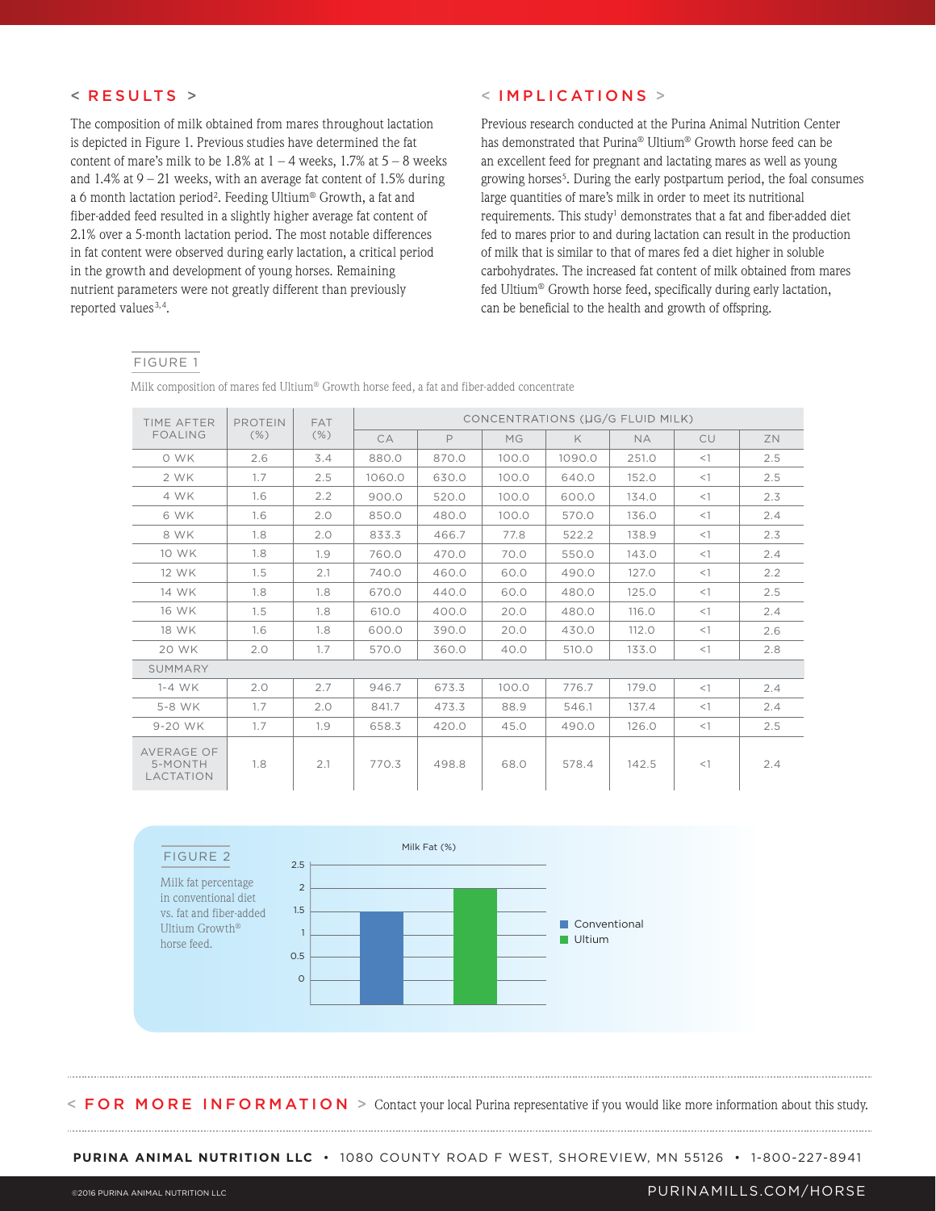## < RESULTS >

The composition of milk obtained from mares throughout lactation is depicted in Figure 1. Previous studies have determined the fat content of mare's milk to be 1.8% at 1 – 4 weeks, 1.7% at 5 – 8 weeks and 1.4% at 9 – 21 weeks, with an average fat content of 1.5% during a 6 month lactation period[2]. Feeding Ultium® Growth, a fat and fiber-added feed resulted in a slightly higher average fat content of 2.1% over a 5-month lactation period. The most notable differences in fat content were observed during early lactation, a critical period in the growth and development of young horses. Remaining nutrient parameters were not greatly different than previously reported values[3,4].

## < IMPLICATIONS >

Previous research conducted at the Purina Animal Nutrition Center has demonstrated that Purina® Ultium® Growth horse feed can be an excellent feed for pregnant and lactating mares as well as young growing horses[5]. During the early postpartum period, the foal consumes large quantities of mare's milk in order to meet its nutritional requirements. This study[1] demonstrates that a fat and fiber-added diet fed to mares prior to and during lactation can result in the production of milk that is similar to that of mares fed a diet higher in soluble carbohydrates. The increased fat content of milk obtained from mares fed Ultium® Growth horse feed, specifically during early lactation, can be beneficial to the health and growth of offspring.

FIGURE 1

Milk composition of mares fed Ultium® Growth horse feed, a fat and fiber-added concentrate

| TIME AFTER FOALING | PROTEIN (%) | FAT (%) | CONCENTRATIONS (µG/G FLUID MILK) | | | | | | |
|---|---|---|---|---|---|---|---|---|---|
| | | | CA | P | MG | K | NA | CU | ZN |
| 0 WK | 2.6 | 3.4 | 880.0 | 870.0 | 100.0 | 1090.0 | 251.0 | <1 | 2.5 |
| 2 WK | 1.7 | 2.5 | 1060.0 | 630.0 | 100.0 | 640.0 | 152.0 | <1 | 2.5 |
| 4 WK | 1.6 | 2.2 | 900.0 | 520.0 | 100.0 | 600.0 | 134.0 | <1 | 2.3 |
| 6 WK | 1.6 | 2.0 | 850.0 | 480.0 | 100.0 | 570.0 | 136.0 | <1 | 2.4 |
| 8 WK | 1.8 | 2.0 | 833.3 | 466.7 | 77.8 | 522.2 | 138.9 | <1 | 2.3 |
| 10 WK | 1.8 | 1.9 | 760.0 | 470.0 | 70.0 | 550.0 | 143.0 | <1 | 2.4 |
| 12 WK | 1.5 | 2.1 | 740.0 | 460.0 | 60.0 | 490.0 | 127.0 | <1 | 2.2 |
| 14 WK | 1.8 | 1.8 | 670.0 | 440.0 | 60.0 | 480.0 | 125.0 | <1 | 2.5 |
| 16 WK | 1.5 | 1.8 | 610.0 | 400.0 | 20.0 | 480.0 | 116.0 | <1 | 2.4 |
| 18 WK | 1.6 | 1.8 | 600.0 | 390.0 | 20.0 | 430.0 | 112.0 | <1 | 2.6 |
| 20 WK | 2.0 | 1.7 | 570.0 | 360.0 | 40.0 | 510.0 | 133.0 | <1 | 2.8 |
| SUMMARY | | | | | | | | | |
| 1-4 WK | 2.0 | 2.7 | 946.7 | 673.3 | 100.0 | 776.7 | 179.0 | <1 | 2.4 |
| 5-8 WK | 1.7 | 2.0 | 841.7 | 473.3 | 88.9 | 546.1 | 137.4 | <1 | 2.4 |
| 9-20 WK | 1.7 | 1.9 | 658.3 | 420.0 | 45.0 | 490.0 | 126.0 | <1 | 2.5 |
| AVERAGE OF 5-MONTH LACTATION | 1.8 | 2.1 | 770.3 | 498.8 | 68.0 | 578.4 | 142.5 | <1 | 2.4 |

FIGURE 2

Milk fat percentage in conventional diet vs. fat and fiber-added Ultium Growth® horse feed.

Milk Fat (%)

2.5
2
1.5
1
0.5
0

Conventional
Ultium

< FOR MORE INFORMATION > Contact your local Purina representative if you would like more information about this study.

**PURINA ANIMAL NUTRITION LLC** • 1080 COUNTY ROAD F WEST, SHOREVIEW, MN 55126 • 1-800-227-8941

©2016 PURINA ANIMAL NUTRITION LLC

PURINAMILLS.COM/HORSE